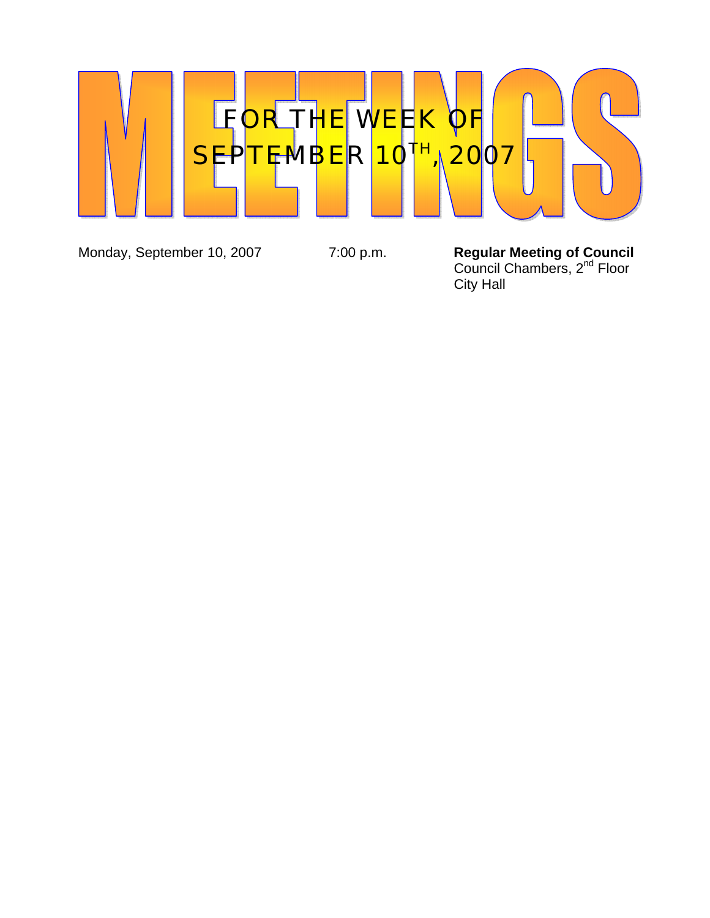# MEETINGS

## FOR THE WEEK OF SEPTEMBER 10TH, 2007

| Monday, September 10, 2007 | 7:00 p.m. | **Regular Meeting of Council**<br>Council Chambers, 2nd Floor<br>City Hall |
|---|---|---|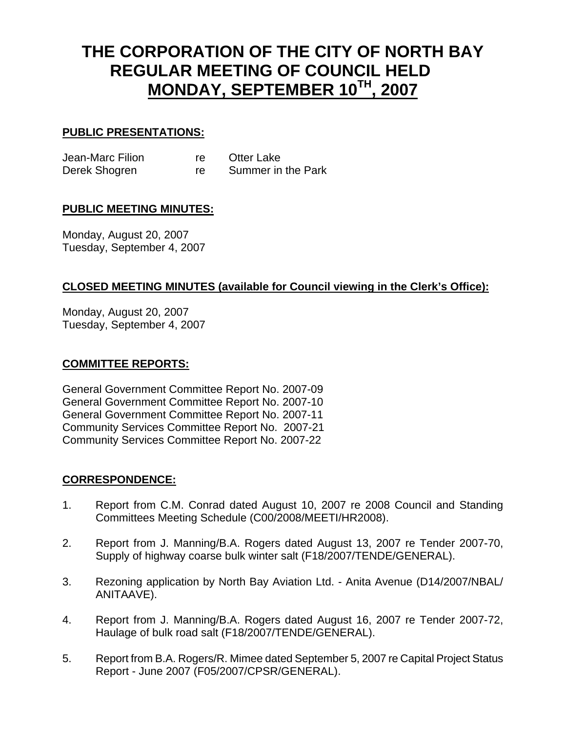# THE CORPORATION OF THE CITY OF NORTH BAY REGULAR MEETING OF COUNCIL HELD MONDAY, SEPTEMBER 10TH, 2007

**PUBLIC PRESENTATIONS:**

| | | |
|---|---|---|
| Jean-Marc Filion | re | Otter Lake |
| Derek Shogren | re | Summer in the Park |

**PUBLIC MEETING MINUTES:**

Monday, August 20, 2007
Tuesday, September 4, 2007

**CLOSED MEETING MINUTES (available for Council viewing in the Clerk's Office):**

Monday, August 20, 2007
Tuesday, September 4, 2007

**COMMITTEE REPORTS:**

General Government Committee Report No. 2007-09
General Government Committee Report No. 2007-10
General Government Committee Report No. 2007-11
Community Services Committee Report No. 2007-21
Community Services Committee Report No. 2007-22

**CORRESPONDENCE:**

1. Report from C.M. Conrad dated August 10, 2007 re 2008 Council and Standing Committees Meeting Schedule (C00/2008/MEETI/HR2008).

2. Report from J. Manning/B.A. Rogers dated August 13, 2007 re Tender 2007-70, Supply of highway coarse bulk winter salt (F18/2007/TENDE/GENERAL).

3. Rezoning application by North Bay Aviation Ltd. - Anita Avenue (D14/2007/NBAL/ANITAAVE).

4. Report from J. Manning/B.A. Rogers dated August 16, 2007 re Tender 2007-72, Haulage of bulk road salt (F18/2007/TENDE/GENERAL).

5. Report from B.A. Rogers/R. Mimee dated September 5, 2007 re Capital Project Status Report - June 2007 (F05/2007/CPSR/GENERAL).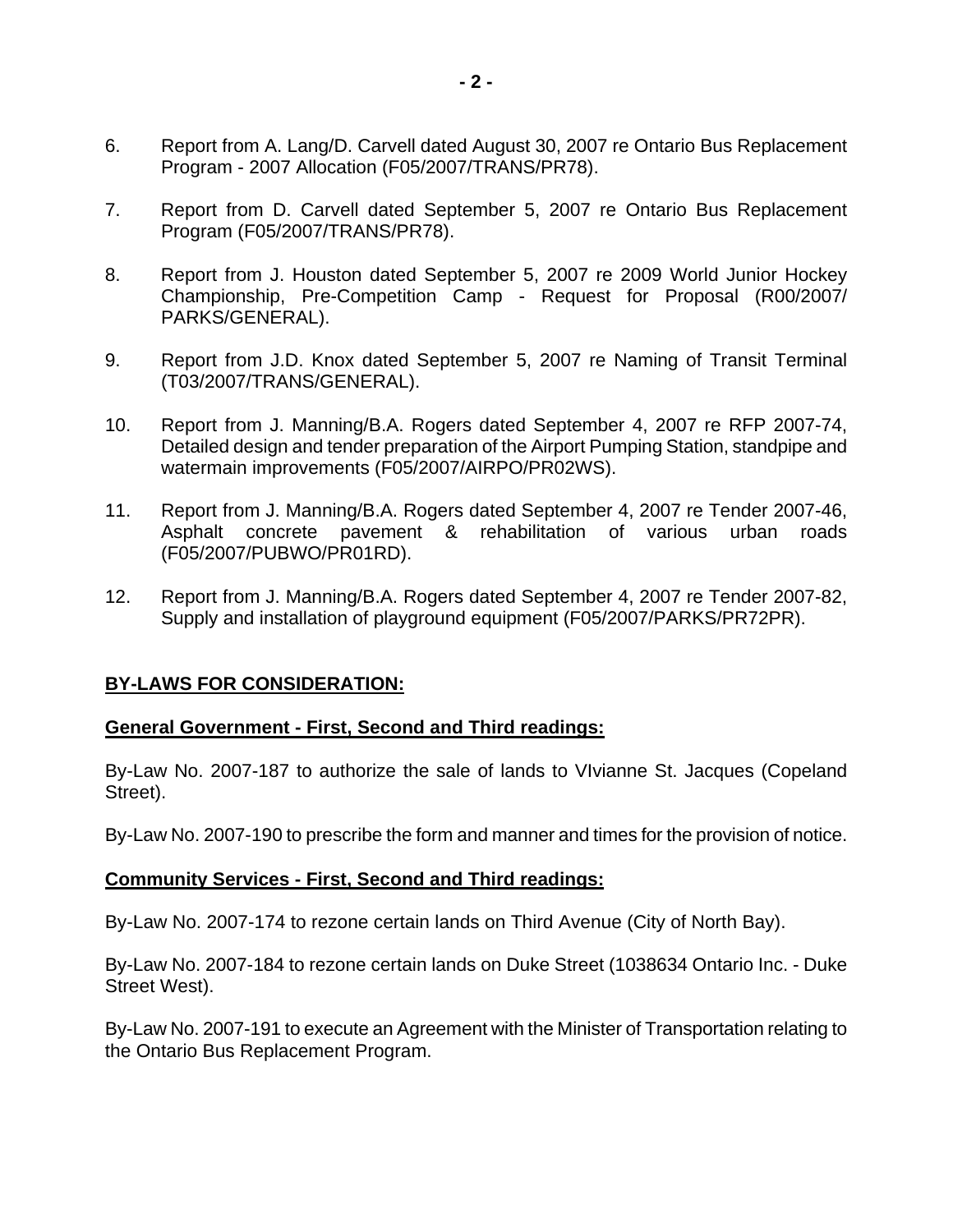6. Report from A. Lang/D. Carvell dated August 30, 2007 re Ontario Bus Replacement Program - 2007 Allocation (F05/2007/TRANS/PR78).

7. Report from D. Carvell dated September 5, 2007 re Ontario Bus Replacement Program (F05/2007/TRANS/PR78).

8. Report from J. Houston dated September 5, 2007 re 2009 World Junior Hockey Championship, Pre-Competition Camp - Request for Proposal (R00/2007/PARKS/GENERAL).

9. Report from J.D. Knox dated September 5, 2007 re Naming of Transit Terminal (T03/2007/TRANS/GENERAL).

10. Report from J. Manning/B.A. Rogers dated September 4, 2007 re RFP 2007-74, Detailed design and tender preparation of the Airport Pumping Station, standpipe and watermain improvements (F05/2007/AIRPO/PR02WS).

11. Report from J. Manning/B.A. Rogers dated September 4, 2007 re Tender 2007-46, Asphalt concrete pavement & rehabilitation of various urban roads (F05/2007/PUBWO/PR01RD).

12. Report from J. Manning/B.A. Rogers dated September 4, 2007 re Tender 2007-82, Supply and installation of playground equipment (F05/2007/PARKS/PR72PR).

## BY-LAWS FOR CONSIDERATION:

### General Government - First, Second and Third readings:

By-Law No. 2007-187 to authorize the sale of lands to VIvianne St. Jacques (Copeland Street).

By-Law No. 2007-190 to prescribe the form and manner and times for the provision of notice.

### Community Services - First, Second and Third readings:

By-Law No. 2007-174 to rezone certain lands on Third Avenue (City of North Bay).

By-Law No. 2007-184 to rezone certain lands on Duke Street (1038634 Ontario Inc. - Duke Street West).

By-Law No. 2007-191 to execute an Agreement with the Minister of Transportation relating to the Ontario Bus Replacement Program.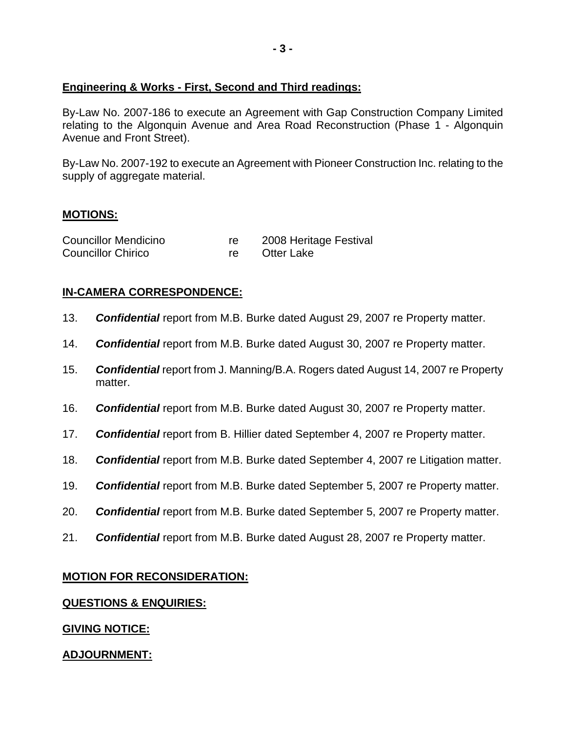**Engineering & Works - First, Second and Third readings:**

By-Law No. 2007-186 to execute an Agreement with Gap Construction Company Limited relating to the Algonquin Avenue and Area Road Reconstruction (Phase 1 - Algonquin Avenue and Front Street).

By-Law No. 2007-192 to execute an Agreement with Pioneer Construction Inc. relating to the supply of aggregate material.

**MOTIONS:**

| | | |
|---|---|---|
| Councillor Mendicino | re | 2008 Heritage Festival |
| Councillor Chirico | re | Otter Lake |

**IN-CAMERA CORRESPONDENCE:**

13. ***Confidential*** report from M.B. Burke dated August 29, 2007 re Property matter.

14. ***Confidential*** report from M.B. Burke dated August 30, 2007 re Property matter.

15. ***Confidential*** report from J. Manning/B.A. Rogers dated August 14, 2007 re Property matter.

16. ***Confidential*** report from M.B. Burke dated August 30, 2007 re Property matter.

17. ***Confidential*** report from B. Hillier dated September 4, 2007 re Property matter.

18. ***Confidential*** report from M.B. Burke dated September 4, 2007 re Litigation matter.

19. ***Confidential*** report from M.B. Burke dated September 5, 2007 re Property matter.

20. ***Confidential*** report from M.B. Burke dated September 5, 2007 re Property matter.

21. ***Confidential*** report from M.B. Burke dated August 28, 2007 re Property matter.

**MOTION FOR RECONSIDERATION:**

**QUESTIONS & ENQUIRIES:**

**GIVING NOTICE:**

**ADJOURNMENT:**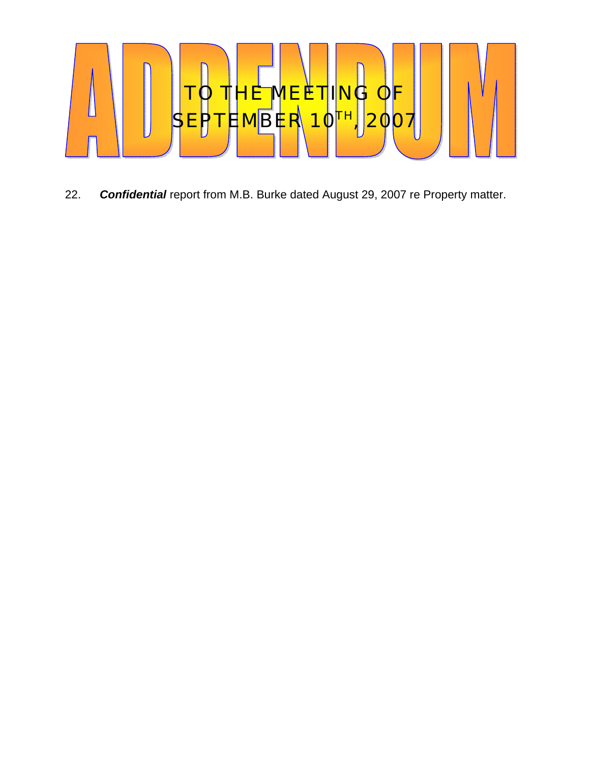# ADDENDUM

## TO THE MEETING OF SEPTEMBER 10TH, 2007

22. ***Confidential*** report from M.B. Burke dated August 29, 2007 re Property matter.